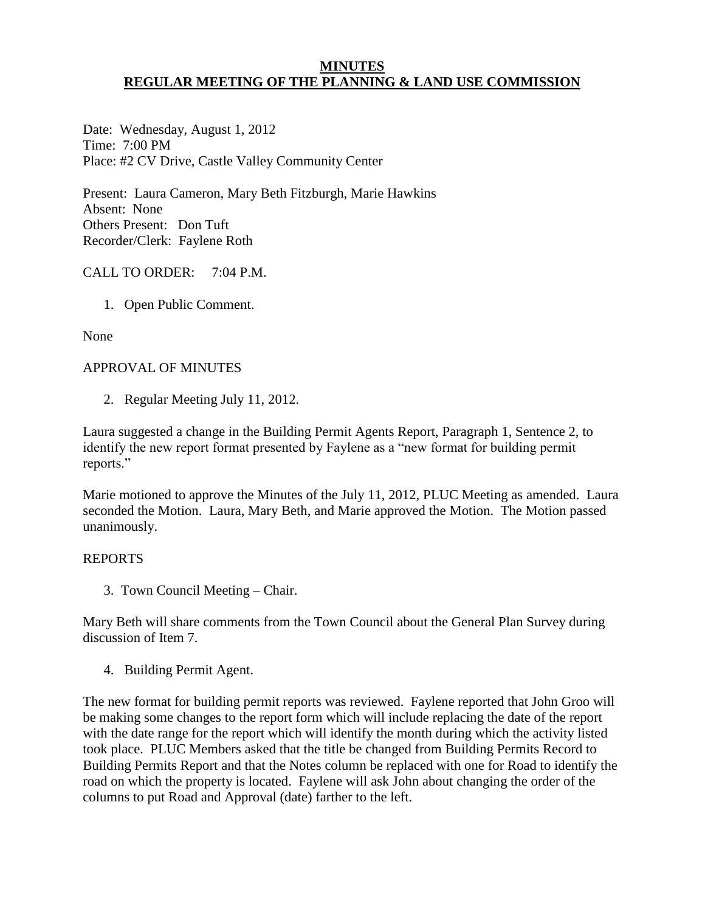# MINUTES
## REGULAR MEETING OF THE PLANNING & LAND USE COMMISSION

Date: Wednesday, August 1, 2012
Time: 7:00 PM
Place: #2 CV Drive, Castle Valley Community Center

Present: Laura Cameron, Mary Beth Fitzburgh, Marie Hawkins
Absent: None
Others Present: Don Tuft
Recorder/Clerk: Faylene Roth

CALL TO ORDER: 7:04 P.M.

1. Open Public Comment.

None

APPROVAL OF MINUTES

2. Regular Meeting July 11, 2012.

Laura suggested a change in the Building Permit Agents Report, Paragraph 1, Sentence 2, to identify the new report format presented by Faylene as a "new format for building permit reports."

Marie motioned to approve the Minutes of the July 11, 2012, PLUC Meeting as amended. Laura seconded the Motion. Laura, Mary Beth, and Marie approved the Motion. The Motion passed unanimously.

REPORTS

3. Town Council Meeting – Chair.

Mary Beth will share comments from the Town Council about the General Plan Survey during discussion of Item 7.

4. Building Permit Agent.

The new format for building permit reports was reviewed. Faylene reported that John Groo will be making some changes to the report form which will include replacing the date of the report with the date range for the report which will identify the month during which the activity listed took place. PLUC Members asked that the title be changed from Building Permits Record to Building Permits Report and that the Notes column be replaced with one for Road to identify the road on which the property is located. Faylene will ask John about changing the order of the columns to put Road and Approval (date) farther to the left.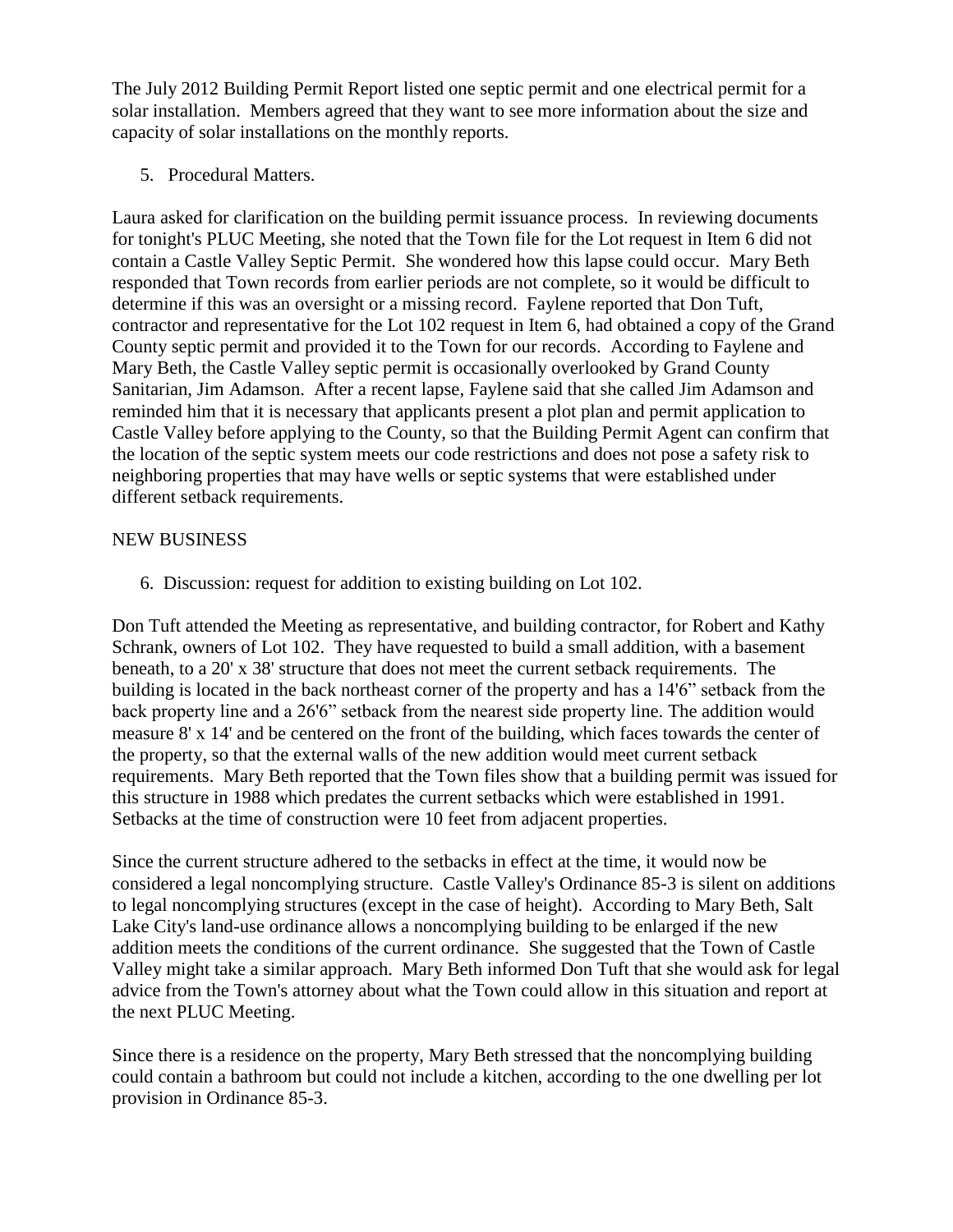The July 2012 Building Permit Report listed one septic permit and one electrical permit for a solar installation. Members agreed that they want to see more information about the size and capacity of solar installations on the monthly reports.

5. Procedural Matters.

Laura asked for clarification on the building permit issuance process. In reviewing documents for tonight's PLUC Meeting, she noted that the Town file for the Lot request in Item 6 did not contain a Castle Valley Septic Permit. She wondered how this lapse could occur. Mary Beth responded that Town records from earlier periods are not complete, so it would be difficult to determine if this was an oversight or a missing record. Faylene reported that Don Tuft, contractor and representative for the Lot 102 request in Item 6, had obtained a copy of the Grand County septic permit and provided it to the Town for our records. According to Faylene and Mary Beth, the Castle Valley septic permit is occasionally overlooked by Grand County Sanitarian, Jim Adamson. After a recent lapse, Faylene said that she called Jim Adamson and reminded him that it is necessary that applicants present a plot plan and permit application to Castle Valley before applying to the County, so that the Building Permit Agent can confirm that the location of the septic system meets our code restrictions and does not pose a safety risk to neighboring properties that may have wells or septic systems that were established under different setback requirements.

NEW BUSINESS

6. Discussion: request for addition to existing building on Lot 102.

Don Tuft attended the Meeting as representative, and building contractor, for Robert and Kathy Schrank, owners of Lot 102. They have requested to build a small addition, with a basement beneath, to a 20' x 38' structure that does not meet the current setback requirements. The building is located in the back northeast corner of the property and has a 14'6" setback from the back property line and a 26'6" setback from the nearest side property line. The addition would measure 8' x 14' and be centered on the front of the building, which faces towards the center of the property, so that the external walls of the new addition would meet current setback requirements. Mary Beth reported that the Town files show that a building permit was issued for this structure in 1988 which predates the current setbacks which were established in 1991. Setbacks at the time of construction were 10 feet from adjacent properties.

Since the current structure adhered to the setbacks in effect at the time, it would now be considered a legal noncomplying structure. Castle Valley's Ordinance 85-3 is silent on additions to legal noncomplying structures (except in the case of height). According to Mary Beth, Salt Lake City's land-use ordinance allows a noncomplying building to be enlarged if the new addition meets the conditions of the current ordinance. She suggested that the Town of Castle Valley might take a similar approach. Mary Beth informed Don Tuft that she would ask for legal advice from the Town's attorney about what the Town could allow in this situation and report at the next PLUC Meeting.

Since there is a residence on the property, Mary Beth stressed that the noncomplying building could contain a bathroom but could not include a kitchen, according to the one dwelling per lot provision in Ordinance 85-3.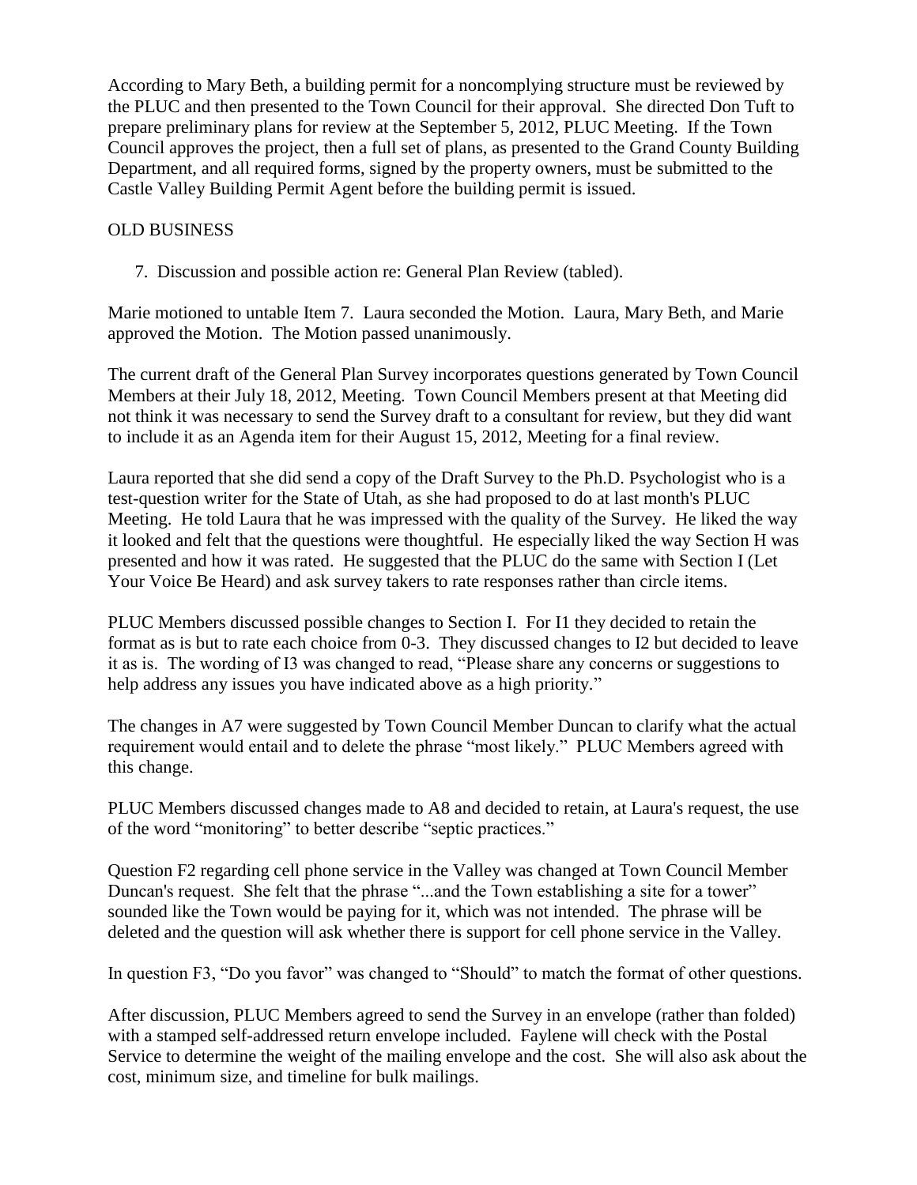According to Mary Beth, a building permit for a noncomplying structure must be reviewed by the PLUC and then presented to the Town Council for their approval. She directed Don Tuft to prepare preliminary plans for review at the September 5, 2012, PLUC Meeting. If the Town Council approves the project, then a full set of plans, as presented to the Grand County Building Department, and all required forms, signed by the property owners, must be submitted to the Castle Valley Building Permit Agent before the building permit is issued.

OLD BUSINESS

7. Discussion and possible action re: General Plan Review (tabled).

Marie motioned to untable Item 7. Laura seconded the Motion. Laura, Mary Beth, and Marie approved the Motion. The Motion passed unanimously.

The current draft of the General Plan Survey incorporates questions generated by Town Council Members at their July 18, 2012, Meeting. Town Council Members present at that Meeting did not think it was necessary to send the Survey draft to a consultant for review, but they did want to include it as an Agenda item for their August 15, 2012, Meeting for a final review.

Laura reported that she did send a copy of the Draft Survey to the Ph.D. Psychologist who is a test-question writer for the State of Utah, as she had proposed to do at last month's PLUC Meeting. He told Laura that he was impressed with the quality of the Survey. He liked the way it looked and felt that the questions were thoughtful. He especially liked the way Section H was presented and how it was rated. He suggested that the PLUC do the same with Section I (Let Your Voice Be Heard) and ask survey takers to rate responses rather than circle items.

PLUC Members discussed possible changes to Section I. For I1 they decided to retain the format as is but to rate each choice from 0-3. They discussed changes to I2 but decided to leave it as is. The wording of I3 was changed to read, "Please share any concerns or suggestions to help address any issues you have indicated above as a high priority."

The changes in A7 were suggested by Town Council Member Duncan to clarify what the actual requirement would entail and to delete the phrase "most likely." PLUC Members agreed with this change.

PLUC Members discussed changes made to A8 and decided to retain, at Laura's request, the use of the word "monitoring" to better describe "septic practices."

Question F2 regarding cell phone service in the Valley was changed at Town Council Member Duncan's request. She felt that the phrase "...and the Town establishing a site for a tower" sounded like the Town would be paying for it, which was not intended. The phrase will be deleted and the question will ask whether there is support for cell phone service in the Valley.

In question F3, "Do you favor" was changed to "Should" to match the format of other questions.

After discussion, PLUC Members agreed to send the Survey in an envelope (rather than folded) with a stamped self-addressed return envelope included. Faylene will check with the Postal Service to determine the weight of the mailing envelope and the cost. She will also ask about the cost, minimum size, and timeline for bulk mailings.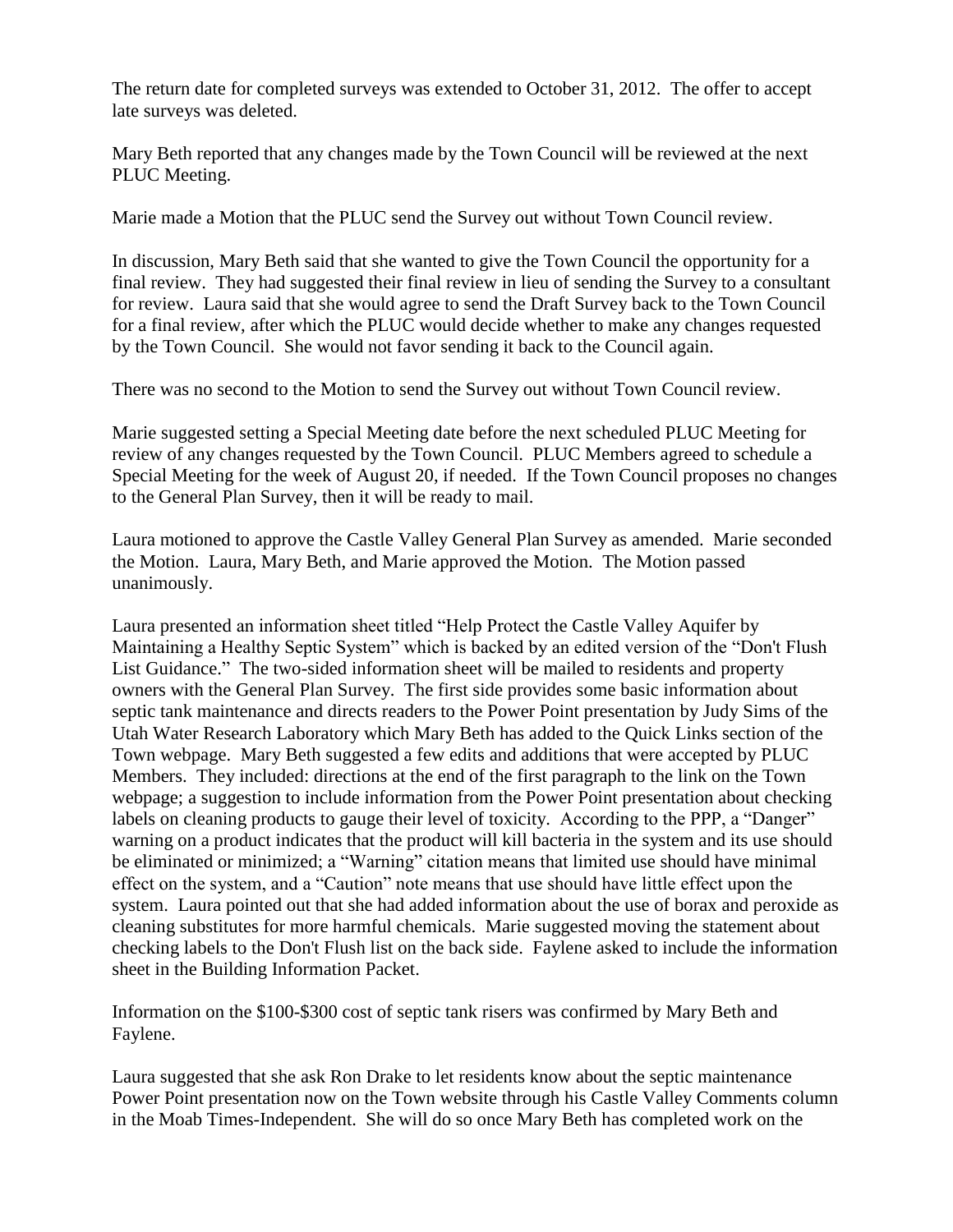The return date for completed surveys was extended to October 31, 2012. The offer to accept late surveys was deleted.

Mary Beth reported that any changes made by the Town Council will be reviewed at the next PLUC Meeting.

Marie made a Motion that the PLUC send the Survey out without Town Council review.

In discussion, Mary Beth said that she wanted to give the Town Council the opportunity for a final review. They had suggested their final review in lieu of sending the Survey to a consultant for review. Laura said that she would agree to send the Draft Survey back to the Town Council for a final review, after which the PLUC would decide whether to make any changes requested by the Town Council. She would not favor sending it back to the Council again.

There was no second to the Motion to send the Survey out without Town Council review.

Marie suggested setting a Special Meeting date before the next scheduled PLUC Meeting for review of any changes requested by the Town Council. PLUC Members agreed to schedule a Special Meeting for the week of August 20, if needed. If the Town Council proposes no changes to the General Plan Survey, then it will be ready to mail.

Laura motioned to approve the Castle Valley General Plan Survey as amended. Marie seconded the Motion. Laura, Mary Beth, and Marie approved the Motion. The Motion passed unanimously.

Laura presented an information sheet titled "Help Protect the Castle Valley Aquifer by Maintaining a Healthy Septic System" which is backed by an edited version of the "Don't Flush List Guidance." The two-sided information sheet will be mailed to residents and property owners with the General Plan Survey. The first side provides some basic information about septic tank maintenance and directs readers to the Power Point presentation by Judy Sims of the Utah Water Research Laboratory which Mary Beth has added to the Quick Links section of the Town webpage. Mary Beth suggested a few edits and additions that were accepted by PLUC Members. They included: directions at the end of the first paragraph to the link on the Town webpage; a suggestion to include information from the Power Point presentation about checking labels on cleaning products to gauge their level of toxicity. According to the PPP, a "Danger" warning on a product indicates that the product will kill bacteria in the system and its use should be eliminated or minimized; a "Warning" citation means that limited use should have minimal effect on the system, and a "Caution" note means that use should have little effect upon the system. Laura pointed out that she had added information about the use of borax and peroxide as cleaning substitutes for more harmful chemicals. Marie suggested moving the statement about checking labels to the Don't Flush list on the back side. Faylene asked to include the information sheet in the Building Information Packet.

Information on the $100-$300 cost of septic tank risers was confirmed by Mary Beth and Faylene.

Laura suggested that she ask Ron Drake to let residents know about the septic maintenance Power Point presentation now on the Town website through his Castle Valley Comments column in the Moab Times-Independent. She will do so once Mary Beth has completed work on the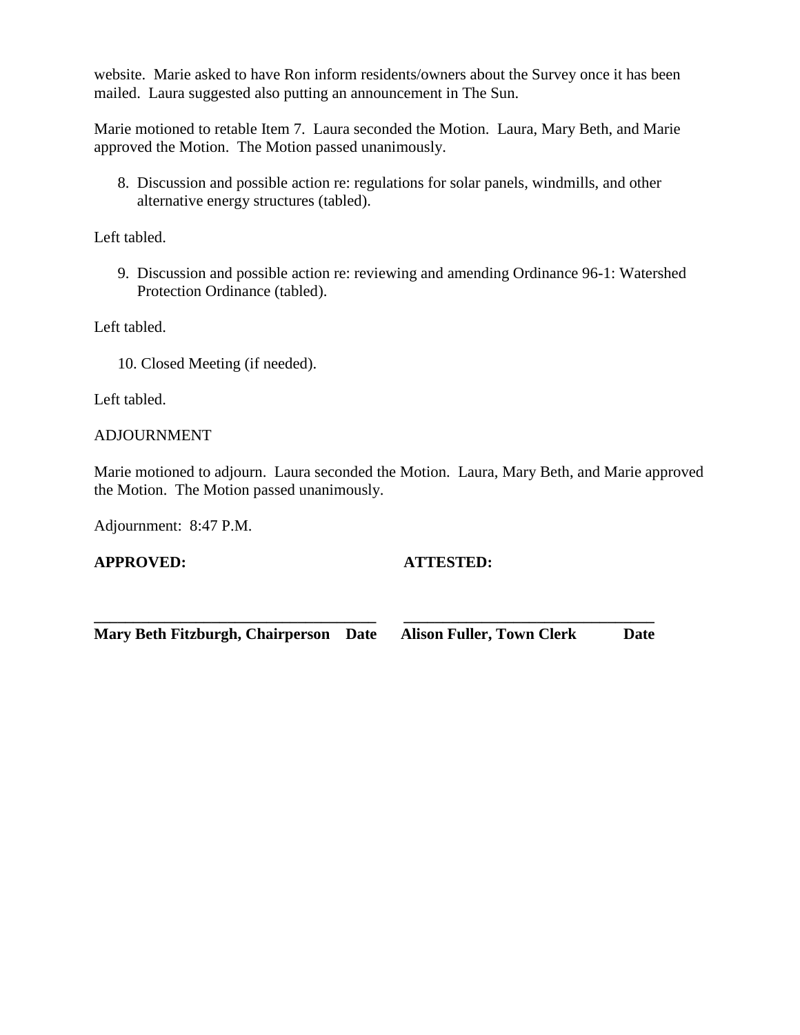website. Marie asked to have Ron inform residents/owners about the Survey once it has been mailed. Laura suggested also putting an announcement in The Sun.

Marie motioned to retable Item 7. Laura seconded the Motion. Laura, Mary Beth, and Marie approved the Motion. The Motion passed unanimously.

8. Discussion and possible action re: regulations for solar panels, windmills, and other alternative energy structures (tabled).

Left tabled.

9. Discussion and possible action re: reviewing and amending Ordinance 96-1: Watershed Protection Ordinance (tabled).

Left tabled.

10. Closed Meeting (if needed).

Left tabled.

ADJOURNMENT

Marie motioned to adjourn. Laura seconded the Motion. Laura, Mary Beth, and Marie approved the Motion. The Motion passed unanimously.

Adjournment: 8:47 P.M.

| | |
|---|---|
| **APPROVED:** | **ATTESTED:** |
| ______________________________ | ______________________________ |
| **Mary Beth Fitzburgh, Chairperson Date** | **Alison Fuller, Town Clerk Date** |